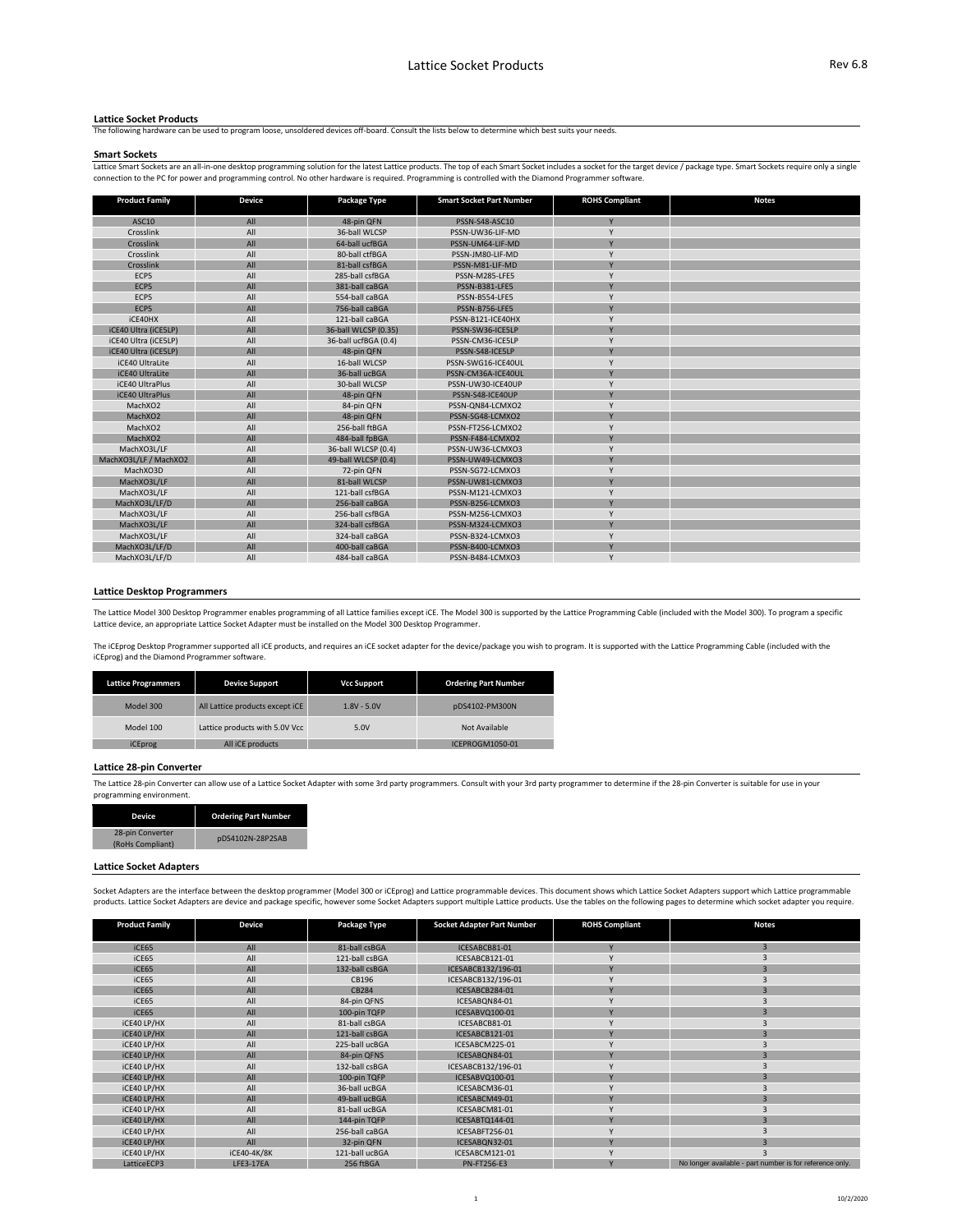# Lattice Socket Products

## Lattice Socket Products

The following hardware can be used to program loose, unsoldered devices off-board. Consult the lists below to determine which best suits your needs.

## Smart Sockets

Lattice Smart Sockets are an all-in-one desktop programming solution for the latest Lattice products. The top of each Smart Socket includes a socket for the target device / package type. Smart Sockets require only a single connection to the PC for power and programming control. No other hardware is required. Programming is controlled with the Diamond Programmer software.

| Product Family | Device | Package Type | Smart Socket Part Number | ROHS Compliant | Notes |
|---|---|---|---|---|---|
| ASC10 | All | 48-pin QFN | PSSN-S48-ASC10 | Y | |
| Crosslink | All | 36-ball WLCSP | PSSN-UW36-LIF-MD | Y | |
| Crosslink | All | 64-ball ucfBGA | PSSN-UM64-LIF-MD | Y | |
| Crosslink | All | 80-ball ctfBGA | PSSN-JM80-LIF-MD | Y | |
| Crosslink | All | 81-ball csfBGA | PSSN-M81-LIF-MD | Y | |
| ECP5 | All | 285-ball csfBGA | PSSN-M285-LFE5 | Y | |
| ECP5 | All | 381-ball caBGA | PSSN-B381-LFE5 | Y | |
| ECP5 | All | 554-ball caBGA | PSSN-B554-LFE5 | Y | |
| ECP5 | All | 756-ball caBGA | PSSN-B756-LFE5 | Y | |
| iCE40HX | All | 121-ball caBGA | PSSN-B121-ICE40HX | Y | |
| iCE40 Ultra (iCE5LP) | All | 36-ball WLCSP (0.35) | PSSN-SW36-ICE5LP | Y | |
| iCE40 Ultra (iCE5LP) | All | 36-ball ucfBGA (0.4) | PSSN-CM36-ICE5LP | Y | |
| iCE40 Ultra (iCE5LP) | All | 48-pin QFN | PSSN-S48-ICE5LP | Y | |
| iCE40 UltraLite | All | 16-ball WLCSP | PSSN-SWG16-ICE40UL | Y | |
| iCE40 UltraLite | All | 36-ball ucBGA | PSSN-CM36A-ICE40UL | Y | |
| iCE40 UltraPlus | All | 30-ball WLCSP | PSSN-UW30-ICE40UP | Y | |
| iCE40 UltraPlus | All | 48-pin QFN | PSSN-S48-ICE40UP | Y | |
| MachXO2 | All | 84-pin QFN | PSSN-QN84-LCMXO2 | Y | |
| MachXO2 | All | 48-pin QFN | PSSN-SG48-LCMXO2 | Y | |
| MachXO2 | All | 256-ball ftBGA | PSSN-FT256-LCMXO2 | Y | |
| MachXO2 | All | 484-ball fpBGA | PSSN-F484-LCMXO2 | Y | |
| MachXO3L/LF | All | 36-ball WLCSP (0.4) | PSSN-UW36-LCMXO3 | Y | |
| MachXO3L/LF / MachXO2 | All | 49-ball WLCSP (0.4) | PSSN-UW49-LCMXO3 | Y | |
| MachXO3D | All | 72-pin QFN | PSSN-SG72-LCMXO3 | Y | |
| MachXO3L/LF | All | 81-ball WLCSP | PSSN-UW81-LCMXO3 | Y | |
| MachXO3L/LF | All | 121-ball csfBGA | PSSN-M121-LCMXO3 | Y | |
| MachXO3L/LF/D | All | 256-ball caBGA | PSSN-B256-LCMXO3 | Y | |
| MachXO3L/LF | All | 256-ball csfBGA | PSSN-M256-LCMXO3 | Y | |
| MachXO3L/LF | All | 324-ball csfBGA | PSSN-M324-LCMXO3 | Y | |
| MachXO3L/LF | All | 324-ball caBGA | PSSN-B324-LCMXO3 | Y | |
| MachXO3L/LF/D | All | 400-ball caBGA | PSSN-B400-LCMXO3 | Y | |
| MachXO3L/LF/D | All | 484-ball caBGA | PSSN-B484-LCMXO3 | Y | |

## Lattice Desktop Programmers

The Lattice Model 300 Desktop Programmer enables programming of all Lattice families except iCE. The Model 300 is supported by the Lattice Programming Cable (included with the Model 300). To program a specific Lattice device, an appropriate Lattice Socket Adapter must be installed on the Model 300 Desktop Programmer.

The iCEprog Desktop Programmer supported all iCE products, and requires an iCE socket adapter for the device/package you wish to program. It is supported with the Lattice Programming Cable (included with the iCEprog) and the Diamond Programmer software.

| Lattice Programmers | Device Support | Vcc Support | Ordering Part Number |
|---|---|---|---|
| Model 300 | All Lattice products except iCE | 1.8V - 5.0V | pDS4102-PM300N |
| Model 100 | Lattice products with 5.0V Vcc | 5.0V | Not Available |
| iCEprog | All iCE products | | ICEPROGM1050-01 |

## Lattice 28-pin Converter

The Lattice 28-pin Converter can allow use of a Lattice Socket Adapter with some 3rd party programmers. Consult with your 3rd party programmer to determine if the 28-pin Converter is suitable for use in your programming environment.

| Device | Ordering Part Number |
|---|---|
| 28-pin Converter (RoHs Compliant) | pDS4102N-28P2SAB |

## Lattice Socket Adapters

Socket Adapters are the interface between the desktop programmer (Model 300 or iCEprog) and Lattice programmable devices. This document shows which Lattice Socket Adapters support which Lattice programmable products. Lattice Socket Adapters are device and package specific, however some Socket Adapters support multiple Lattice products. Use the tables on the following pages to determine which socket adapter you require.

| Product Family | Device | Package Type | Socket Adapter Part Number | ROHS Compliant | Notes |
|---|---|---|---|---|---|
| iCE65 | All | 81-ball csBGA | ICESABCB81-01 | Y | 3 |
| iCE65 | All | 121-ball csBGA | ICESABCB121-01 | Y | 3 |
| iCE65 | All | 132-ball csBGA | ICESABCB132/196-01 | Y | 3 |
| iCE65 | All | CB196 | ICESABCB132/196-01 | Y | 3 |
| iCE65 | All | CB284 | ICESABCB284-01 | Y | 3 |
| iCE65 | All | 84-pin QFNS | ICESABQN84-01 | Y | 3 |
| iCE65 | All | 100-pin TQFP | ICESABVQ100-01 | Y | 3 |
| iCE40 LP/HX | All | 81-ball csBGA | ICESABCB81-01 | Y | 3 |
| iCE40 LP/HX | All | 121-ball csBGA | ICESABCB121-01 | Y | 3 |
| iCE40 LP/HX | All | 225-ball ucBGA | ICESABCM225-01 | Y | 3 |
| iCE40 LP/HX | All | 84-pin QFNS | ICESABQN84-01 | Y | 3 |
| iCE40 LP/HX | All | 132-ball csBGA | ICESABCB132/196-01 | Y | 3 |
| iCE40 LP/HX | All | 100-pin TQFP | ICESABVQ100-01 | Y | 3 |
| iCE40 LP/HX | All | 36-ball ucBGA | ICESABCM36-01 | Y | 3 |
| iCE40 LP/HX | All | 49-ball ucBGA | ICESABCM49-01 | Y | 3 |
| iCE40 LP/HX | All | 81-ball ucBGA | ICESABCM81-01 | Y | 3 |
| iCE40 LP/HX | All | 144-pin TQFP | ICESABTQ144-01 | Y | 3 |
| iCE40 LP/HX | All | 256-ball caBGA | ICESABFT256-01 | Y | 3 |
| iCE40 LP/HX | All | 32-pin QFN | ICESABQN32-01 | Y | 3 |
| iCE40 LP/HX | iCE40-4K/8K | 121-ball ucBGA | ICESABCM121-01 | Y | 3 |
| LatticeECP3 | LFE3-17EA | 256 ftBGA | PN-FT256-E3 | Y | No longer available - part number is for reference only. |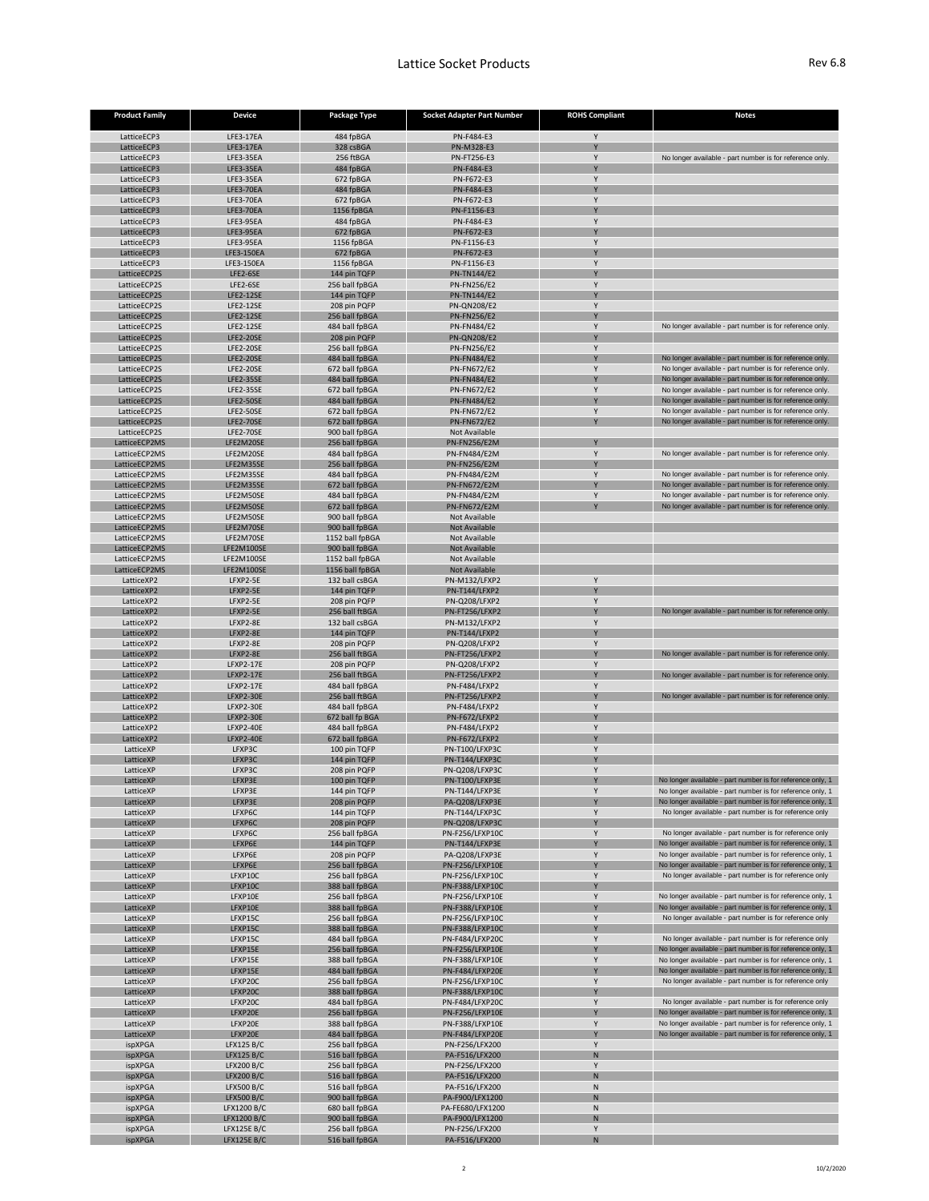# Lattice Socket Products

Rev 6.8

| Product Family | Device | Package Type | Socket Adapter Part Number | ROHS Compliant | Notes |
|---|---|---|---|---|---|
| LatticeECP3 | LFE3-17EA | 484 fpBGA | PN-F484-E3 | Y | |
| LatticeECP3 | LFE3-17EA | 328 csBGA | PN-M328-E3 | Y | |
| LatticeECP3 | LFE3-35EA | 256 ftBGA | PN-FT256-E3 | Y | No longer available - part number is for reference only. |
| LatticeECP3 | LFE3-35EA | 484 fpBGA | PN-F484-E3 | Y | |
| LatticeECP3 | LFE3-35EA | 672 fpBGA | PN-F672-E3 | Y | |
| LatticeECP3 | LFE3-70EA | 484 fpBGA | PN-F484-E3 | Y | |
| LatticeECP3 | LFE3-70EA | 672 fpBGA | PN-F672-E3 | Y | |
| LatticeECP3 | LFE3-70EA | 1156 fpBGA | PN-F1156-E3 | Y | |
| LatticeECP3 | LFE3-95EA | 484 fpBGA | PN-F484-E3 | Y | |
| LatticeECP3 | LFE3-95EA | 672 fpBGA | PN-F672-E3 | Y | |
| LatticeECP3 | LFE3-95EA | 1156 fpBGA | PN-F1156-E3 | Y | |
| LatticeECP3 | LFE3-150EA | 672 fpBGA | PN-F672-E3 | Y | |
| LatticeECP3 | LFE3-150EA | 1156 fpBGA | PN-F1156-E3 | Y | |
| LatticeECP2S | LFE2-6SE | 144 pin TQFP | PN-TN144/E2 | Y | |
| LatticeECP2S | LFE2-6SE | 256 ball fpBGA | PN-FN256/E2 | Y | |
| LatticeECP2S | LFE2-12SE | 144 pin TQFP | PN-TN144/E2 | Y | |
| LatticeECP2S | LFE2-12SE | 208 pin PQFP | PN-QN208/E2 | Y | |
| LatticeECP2S | LFE2-12SE | 256 ball fpBGA | PN-FN256/E2 | Y | |
| LatticeECP2S | LFE2-12SE | 484 ball fpBGA | PN-FN484/E2 | Y | No longer available - part number is for reference only. |
| LatticeECP2S | LFE2-20SE | 208 pin PQFP | PN-QN208/E2 | Y | |
| LatticeECP2S | LFE2-20SE | 256 ball fpBGA | PN-FN256/E2 | Y | |
| LatticeECP2S | LFE2-20SE | 484 ball fpBGA | PN-FN484/E2 | Y | No longer available - part number is for reference only. |
| LatticeECP2S | LFE2-20SE | 672 ball fpBGA | PN-FN672/E2 | Y | No longer available - part number is for reference only. |
| LatticeECP2S | LFE2-35SE | 484 ball fpBGA | PN-FN484/E2 | Y | No longer available - part number is for reference only. |
| LatticeECP2S | LFE2-35SE | 672 ball fpBGA | PN-FN672/E2 | Y | No longer available - part number is for reference only. |
| LatticeECP2S | LFE2-50SE | 484 ball fpBGA | PN-FN484/E2 | Y | No longer available - part number is for reference only. |
| LatticeECP2S | LFE2-50SE | 672 ball fpBGA | PN-FN672/E2 | Y | No longer available - part number is for reference only. |
| LatticeECP2S | LFE2-70SE | 672 ball fpBGA | PN-FN672/E2 | Y | No longer available - part number is for reference only. |
| LatticeECP2S | LFE2-70SE | 900 ball fpBGA | Not Available | | |
| LatticeECP2MS | LFE2M20SE | 256 ball fpBGA | PN-FN256/E2M | Y | |
| LatticeECP2MS | LFE2M20SE | 484 ball fpBGA | PN-FN484/E2M | Y | No longer available - part number is for reference only. |
| LatticeECP2MS | LFE2M35SE | 256 ball fpBGA | PN-FN256/E2M | Y | |
| LatticeECP2MS | LFE2M35SE | 484 ball fpBGA | PN-FN484/E2M | Y | No longer available - part number is for reference only. |
| LatticeECP2MS | LFE2M35SE | 672 ball fpBGA | PN-FN672/E2M | Y | No longer available - part number is for reference only. |
| LatticeECP2MS | LFE2M50SE | 484 ball fpBGA | PN-FN484/E2M | Y | No longer available - part number is for reference only. |
| LatticeECP2MS | LFE2M50SE | 672 ball fpBGA | PN-FN672/E2M | Y | No longer available - part number is for reference only. |
| LatticeECP2MS | LFE2M50SE | 900 ball fpBGA | Not Available | | |
| LatticeECP2MS | LFE2M70SE | 900 ball fpBGA | Not Available | | |
| LatticeECP2MS | LFE2M70SE | 1152 ball fpBGA | Not Available | | |
| LatticeECP2MS | LFE2M100SE | 900 ball fpBGA | Not Available | | |
| LatticeECP2MS | LFE2M100SE | 1152 ball fpBGA | Not Available | | |
| LatticeECP2MS | LFE2M100SE | 1156 ball fpBGA | Not Available | | |
| LatticeXP2 | LFXP2-5E | 132 ball csBGA | PN-M132/LFXP2 | Y | |
| LatticeXP2 | LFXP2-5E | 144 pin TQFP | PN-T144/LFXP2 | Y | |
| LatticeXP2 | LFXP2-5E | 208 pin PQFP | PN-Q208/LFXP2 | Y | |
| LatticeXP2 | LFXP2-5E | 256 ball ftBGA | PN-FT256/LFXP2 | Y | No longer available - part number is for reference only. |
| LatticeXP2 | LFXP2-8E | 132 ball csBGA | PN-M132/LFXP2 | Y | |
| LatticeXP2 | LFXP2-8E | 144 pin TQFP | PN-T144/LFXP2 | Y | |
| LatticeXP2 | LFXP2-8E | 208 pin PQFP | PN-Q208/LFXP2 | Y | |
| LatticeXP2 | LFXP2-8E | 256 ball ftBGA | PN-FT256/LFXP2 | Y | No longer available - part number is for reference only. |
| LatticeXP2 | LFXP2-17E | 208 pin PQFP | PN-Q208/LFXP2 | Y | |
| LatticeXP2 | LFXP2-17E | 256 ball ftBGA | PN-FT256/LFXP2 | Y | No longer available - part number is for reference only. |
| LatticeXP2 | LFXP2-17E | 484 ball fpBGA | PN-F484/LFXP2 | Y | |
| LatticeXP2 | LFXP2-30E | 256 ball ftBGA | PN-FT256/LFXP2 | Y | No longer available - part number is for reference only. |
| LatticeXP2 | LFXP2-30E | 484 ball fpBGA | PN-F484/LFXP2 | Y | |
| LatticeXP2 | LFXP2-30E | 672 ball fp BGA | PN-F672/LFXP2 | Y | |
| LatticeXP2 | LFXP2-40E | 484 ball fpBGA | PN-F484/LFXP2 | Y | |
| LatticeXP2 | LFXP2-40E | 672 ball fpBGA | PN-F672/LFXP2 | Y | |
| LatticeXP | LFXP3C | 100 pin TQFP | PN-T100/LFXP3C | Y | |
| LatticeXP | LFXP3C | 144 pin TQFP | PN-T144/LFXP3C | Y | |
| LatticeXP | LFXP3C | 208 pin PQFP | PN-Q208/LFXP3C | Y | |
| LatticeXP | LFXP3E | 100 pin TQFP | PN-T100/LFXP3E | Y | No longer available - part number is for reference only, 1 |
| LatticeXP | LFXP3E | 144 pin TQFP | PN-T144/LFXP3E | Y | No longer available - part number is for reference only, 1 |
| LatticeXP | LFXP3E | 208 pin PQFP | PA-Q208/LFXP3E | Y | No longer available - part number is for reference only, 1 |
| LatticeXP | LFXP6C | 144 pin TQFP | PN-T144/LFXP3C | Y | No longer available - part number is for reference only |
| LatticeXP | LFXP6C | 208 pin PQFP | PN-Q208/LFXP3C | Y | |
| LatticeXP | LFXP6C | 256 ball fpBGA | PN-F256/LFXP10C | Y | No longer available - part number is for reference only |
| LatticeXP | LFXP6E | 144 pin TQFP | PN-T144/LFXP3E | Y | No longer available - part number is for reference only, 1 |
| LatticeXP | LFXP6E | 208 pin PQFP | PA-Q208/LFXP3E | Y | No longer available - part number is for reference only, 1 |
| LatticeXP | LFXP6E | 256 ball fpBGA | PN-F256/LFXP10E | Y | No longer available - part number is for reference only, 1 |
| LatticeXP | LFXP10C | 256 ball fpBGA | PN-F256/LFXP10C | Y | No longer available - part number is for reference only |
| LatticeXP | LFXP10C | 388 ball fpBGA | PN-F388/LFXP10C | Y | |
| LatticeXP | LFXP10E | 256 ball fpBGA | PN-F256/LFXP10E | Y | No longer available - part number is for reference only, 1 |
| LatticeXP | LFXP10E | 388 ball fpBGA | PN-F388/LFXP10E | Y | No longer available - part number is for reference only, 1 |
| LatticeXP | LFXP15C | 256 ball fpBGA | PN-F256/LFXP10C | Y | No longer available - part number is for reference only |
| LatticeXP | LFXP15C | 388 ball fpBGA | PN-F388/LFXP10C | Y | |
| LatticeXP | LFXP15C | 484 ball fpBGA | PN-F484/LFXP20C | Y | No longer available - part number is for reference only |
| LatticeXP | LFXP15E | 256 ball fpBGA | PN-F256/LFXP10E | Y | No longer available - part number is for reference only, 1 |
| LatticeXP | LFXP15E | 388 ball fpBGA | PN-F388/LFXP10E | Y | No longer available - part number is for reference only, 1 |
| LatticeXP | LFXP15E | 484 ball fpBGA | PN-F484/LFXP20E | Y | No longer available - part number is for reference only, 1 |
| LatticeXP | LFXP20C | 256 ball fpBGA | PN-F256/LFXP10C | Y | No longer available - part number is for reference only |
| LatticeXP | LFXP20C | 388 ball fpBGA | PN-F388/LFXP10C | Y | |
| LatticeXP | LFXP20C | 484 ball fpBGA | PN-F484/LFXP20C | Y | No longer available - part number is for reference only |
| LatticeXP | LFXP20E | 256 ball fpBGA | PN-F256/LFXP10E | Y | No longer available - part number is for reference only, 1 |
| LatticeXP | LFXP20E | 388 ball fpBGA | PN-F388/LFXP10E | Y | No longer available - part number is for reference only, 1 |
| LatticeXP | LFXP20E | 484 ball fpBGA | PN-F484/LFXP20E | Y | No longer available - part number is for reference only, 1 |
| ispXPGA | LFX125 B/C | 256 ball fpBGA | PN-F256/LFX200 | Y | |
| ispXPGA | LFX125 B/C | 516 ball fpBGA | PA-F516/LFX200 | N | |
| ispXPGA | LFX200 B/C | 256 ball fpBGA | PN-F256/LFX200 | Y | |
| ispXPGA | LFX200 B/C | 516 ball fpBGA | PA-F516/LFX200 | N | |
| ispXPGA | LFX500 B/C | 516 ball fpBGA | PA-F516/LFX200 | N | |
| ispXPGA | LFX500 B/C | 900 ball fpBGA | PA-F900/LFX1200 | N | |
| ispXPGA | LFX1200 B/C | 680 ball fpBGA | PA-FE680/LFX1200 | N | |
| ispXPGA | LFX1200 B/C | 900 ball fpBGA | PA-F900/LFX1200 | N | |
| ispXPGA | LFX125E B/C | 256 ball fpBGA | PN-F256/LFX200 | Y | |
| ispXPGA | LFX125E B/C | 516 ball fpBGA | PA-F516/LFX200 | N | |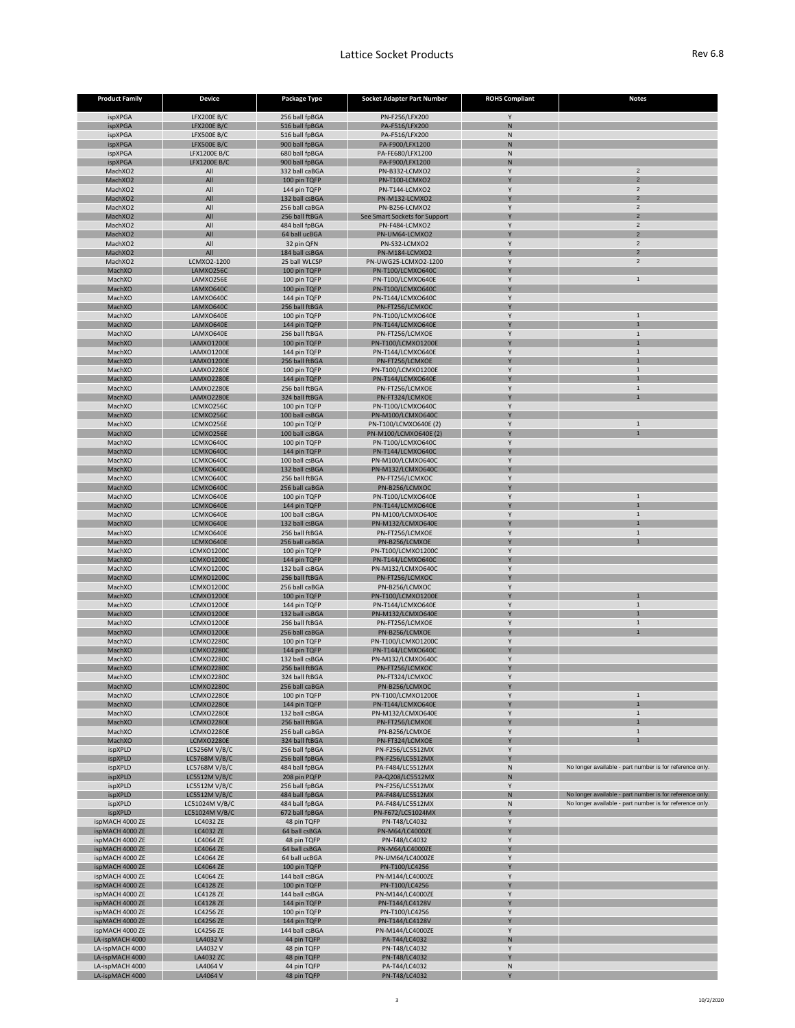# Lattice Socket Products

Rev 6.8

| Product Family | Device | Package Type | Socket Adapter Part Number | ROHS Compliant | Notes |
|---|---|---|---|---|---|
| ispXPGA | LFX200E B/C | 256 ball fpBGA | PN-F256/LFX200 | Y | |
| ispXPGA | LFX200E B/C | 516 ball fpBGA | PA-F516/LFX200 | N | |
| ispXPGA | LFX500E B/C | 516 ball fpBGA | PA-F516/LFX200 | N | |
| ispXPGA | LFX500E B/C | 900 ball fpBGA | PA-F900/LFX1200 | N | |
| ispXPGA | LFX1200E B/C | 680 ball fpBGA | PA-FE680/LFX1200 | N | |
| ispXPGA | LFX1200E B/C | 900 ball fpBGA | PA-F900/LFX1200 | N | |
| MachXO2 | All | 332 ball caBGA | PN-B332-LCMXO2 | Y | 2 |
| MachXO2 | All | 100 pin TQFP | PN-T100-LCMXO2 | Y | 2 |
| MachXO2 | All | 144 pin TQFP | PN-T144-LCMXO2 | Y | 2 |
| MachXO2 | All | 132 ball csBGA | PN-M132-LCMXO2 | Y | 2 |
| MachXO2 | All | 256 ball caBGA | PN-B256-LCMXO2 | Y | 2 |
| MachXO2 | All | 256 ball ftBGA | See Smart Sockets for Support | Y | 2 |
| MachXO2 | All | 484 ball fpBGA | PN-F484-LCMXO2 | Y | 2 |
| MachXO2 | All | 64 ball ucBGA | PN-UM64-LCMXO2 | Y | 2 |
| MachXO2 | All | 32 pin QFN | PN-S32-LCMXO2 | Y | 2 |
| MachXO2 | All | 184 ball csBGA | PN-M184-LCMXO2 | Y | 2 |
| MachXO2 | LCMXO2-1200 | 25 ball WLCSP | PN-UWG25-LCMXO2-1200 | Y | 2 |
| MachXO | LAMXO256C | 100 pin TQFP | PN-T100/LCMXO640C | Y | |
| MachXO | LAMXO256E | 100 pin TQFP | PN-T100/LCMXO640E | Y | 1 |
| MachXO | LAMXO640C | 100 pin TQFP | PN-T100/LCMXO640C | Y | |
| MachXO | LAMXO640C | 144 pin TQFP | PN-T144/LCMXO640C | Y | |
| MachXO | LAMXO640C | 256 ball ftBGA | PN-FT256/LCMXOC | Y | |
| MachXO | LAMXO640E | 100 pin TQFP | PN-T100/LCMXO640E | Y | 1 |
| MachXO | LAMXO640E | 144 pin TQFP | PN-T144/LCMXO640E | Y | 1 |
| MachXO | LAMXO640E | 256 ball ftBGA | PN-FT256/LCMXOE | Y | 1 |
| MachXO | LAMXO1200E | 100 pin TQFP | PN-T100/LCMXO1200E | Y | 1 |
| MachXO | LAMXO1200E | 144 pin TQFP | PN-T144/LCMXO640E | Y | 1 |
| MachXO | LAMXO1200E | 256 ball ftBGA | PN-FT256/LCMXOE | Y | 1 |
| MachXO | LAMXO2280E | 100 pin TQFP | PN-T100/LCMXO1200E | Y | 1 |
| MachXO | LAMXO2280E | 144 pin TQFP | PN-T144/LCMXO640E | Y | 1 |
| MachXO | LAMXO2280E | 256 ball ftBGA | PN-FT256/LCMXOE | Y | 1 |
| MachXO | LAMXO2280E | 324 ball ftBGA | PN-FT324/LCMXOE | Y | 1 |
| MachXO | LCMXO256C | 100 pin TQFP | PN-T100/LCMXO640C | Y | |
| MachXO | LCMXO256C | 100 ball csBGA | PN-M100/LCMXO640C | Y | |
| MachXO | LCMXO256E | 100 pin TQFP | PN-T100/LCMXO640E (2) | Y | 1 |
| MachXO | LCMXO256E | 100 ball csBGA | PN-M100/LCMXO640E (2) | Y | 1 |
| MachXO | LCMXO640C | 100 pin TQFP | PN-T100/LCMXO640C | Y | |
| MachXO | LCMXO640C | 144 pin TQFP | PN-T144/LCMXO640C | Y | |
| MachXO | LCMXO640C | 100 ball csBGA | PN-M100/LCMXO640C | Y | |
| MachXO | LCMXO640C | 132 ball csBGA | PN-M132/LCMXO640C | Y | |
| MachXO | LCMXO640C | 256 ball ftBGA | PN-FT256/LCMXOC | Y | |
| MachXO | LCMXO640C | 256 ball caBGA | PN-B256/LCMXOC | Y | |
| MachXO | LCMXO640E | 100 pin TQFP | PN-T100/LCMXO640E | Y | 1 |
| MachXO | LCMXO640E | 144 pin TQFP | PN-T144/LCMXO640E | Y | 1 |
| MachXO | LCMXO640E | 100 ball csBGA | PN-M100/LCMXO640E | Y | 1 |
| MachXO | LCMXO640E | 132 ball csBGA | PN-M132/LCMXO640E | Y | 1 |
| MachXO | LCMXO640E | 256 ball ftBGA | PN-FT256/LCMXOE | Y | 1 |
| MachXO | LCMXO640E | 256 ball caBGA | PN-B256/LCMXOE | Y | 1 |
| MachXO | LCMXO1200C | 100 pin TQFP | PN-T100/LCMXO1200C | Y | |
| MachXO | LCMXO1200C | 144 pin TQFP | PN-T144/LCMXO640C | Y | |
| MachXO | LCMXO1200C | 132 ball csBGA | PN-M132/LCMXO640C | Y | |
| MachXO | LCMXO1200C | 256 ball ftBGA | PN-FT256/LCMXOC | Y | |
| MachXO | LCMXO1200C | 256 ball caBGA | PN-B256/LCMXOC | Y | |
| MachXO | LCMXO1200E | 100 pin TQFP | PN-T100/LCMXO1200E | Y | 1 |
| MachXO | LCMXO1200E | 144 pin TQFP | PN-T144/LCMXO640E | Y | 1 |
| MachXO | LCMXO1200E | 132 ball csBGA | PN-M132/LCMXO640E | Y | 1 |
| MachXO | LCMXO1200E | 256 ball ftBGA | PN-FT256/LCMXOE | Y | 1 |
| MachXO | LCMXO1200E | 256 ball caBGA | PN-B256/LCMXOE | Y | 1 |
| MachXO | LCMXO2280C | 100 pin TQFP | PN-T100/LCMXO1200C | Y | |
| MachXO | LCMXO2280C | 144 pin TQFP | PN-T144/LCMXO640C | Y | |
| MachXO | LCMXO2280C | 132 ball csBGA | PN-M132/LCMXO640C | Y | |
| MachXO | LCMXO2280C | 256 ball ftBGA | PN-FT256/LCMXOC | Y | |
| MachXO | LCMXO2280C | 324 ball ftBGA | PN-FT324/LCMXOC | Y | |
| MachXO | LCMXO2280C | 256 ball caBGA | PN-B256/LCMXOC | Y | |
| MachXO | LCMXO2280E | 100 pin TQFP | PN-T100/LCMXO1200E | Y | 1 |
| MachXO | LCMXO2280E | 144 pin TQFP | PN-T144/LCMXO640E | Y | 1 |
| MachXO | LCMXO2280E | 132 ball csBGA | PN-M132/LCMXO640E | Y | 1 |
| MachXO | LCMXO2280E | 256 ball ftBGA | PN-FT256/LCMXOE | Y | 1 |
| MachXO | LCMXO2280E | 256 ball caBGA | PN-B256/LCMXOE | Y | 1 |
| MachXO | LCMXO2280E | 324 ball ftBGA | PN-FT324/LCMXOE | Y | 1 |
| ispXPLD | LC5256M V/B/C | 256 ball fpBGA | PN-F256/LC5512MX | Y | |
| ispXPLD | LC5768M V/B/C | 256 ball fpBGA | PN-F256/LC5512MX | Y | |
| ispXPLD | LC5768M V/B/C | 484 ball fpBGA | PA-F484/LC5512MX | N | No longer available - part number is for reference only. |
| ispXPLD | LC5512M V/B/C | 208 pin PQFP | PA-Q208/LC5512MX | N | |
| ispXPLD | LC5512M V/B/C | 256 ball fpBGA | PN-F256/LC5512MX | Y | |
| ispXPLD | LC5512M V/B/C | 484 ball fpBGA | PA-F484/LC5512MX | N | No longer available - part number is for reference only. |
| ispXPLD | LC51024M V/B/C | 484 ball fpBGA | PA-F484/LC5512MX | N | No longer available - part number is for reference only. |
| ispXPLD | LC51024M V/B/C | 672 ball fpBGA | PN-F672/LC51024MX | Y | |
| ispMACH 4000 ZE | LC4032 ZE | 48 pin TQFP | PN-T48/LC4032 | Y | |
| ispMACH 4000 ZE | LC4032 ZE | 64 ball csBGA | PN-M64/LC4000ZE | Y | |
| ispMACH 4000 ZE | LC4064 ZE | 48 pin TQFP | PN-T48/LC4032 | Y | |
| ispMACH 4000 ZE | LC4064 ZE | 64 ball csBGA | PN-M64/LC4000ZE | Y | |
| ispMACH 4000 ZE | LC4064 ZE | 64 ball ucBGA | PN-UM64/LC4000ZE | Y | |
| ispMACH 4000 ZE | LC4064 ZE | 100 pin TQFP | PN-T100/LC4256 | Y | |
| ispMACH 4000 ZE | LC4064 ZE | 144 ball csBGA | PN-M144/LC4000ZE | Y | |
| ispMACH 4000 ZE | LC4128 ZE | 100 pin TQFP | PN-T100/LC4256 | Y | |
| ispMACH 4000 ZE | LC4128 ZE | 144 ball csBGA | PN-M144/LC4000ZE | Y | |
| ispMACH 4000 ZE | LC4128 ZE | 144 pin TQFP | PN-T144/LC4128V | Y | |
| ispMACH 4000 ZE | LC4256 ZE | 100 pin TQFP | PN-T100/LC4256 | Y | |
| ispMACH 4000 ZE | LC4256 ZE | 144 pin TQFP | PN-T144/LC4128V | Y | |
| ispMACH 4000 ZE | LC4256 ZE | 144 ball csBGA | PN-M144/LC4000ZE | Y | |
| LA-ispMACH 4000 | LA4032 V | 44 pin TQFP | PA-T44/LC4032 | N | |
| LA-ispMACH 4000 | LA4032 V | 48 pin TQFP | PN-T48/LC4032 | Y | |
| LA-ispMACH 4000 | LA4032 ZC | 48 pin TQFP | PN-T48/LC4032 | Y | |
| LA-ispMACH 4000 | LA4064 V | 44 pin TQFP | PA-T44/LC4032 | N | |
| LA-ispMACH 4000 | LA4064 V | 48 pin TQFP | PN-T48/LC4032 | Y | |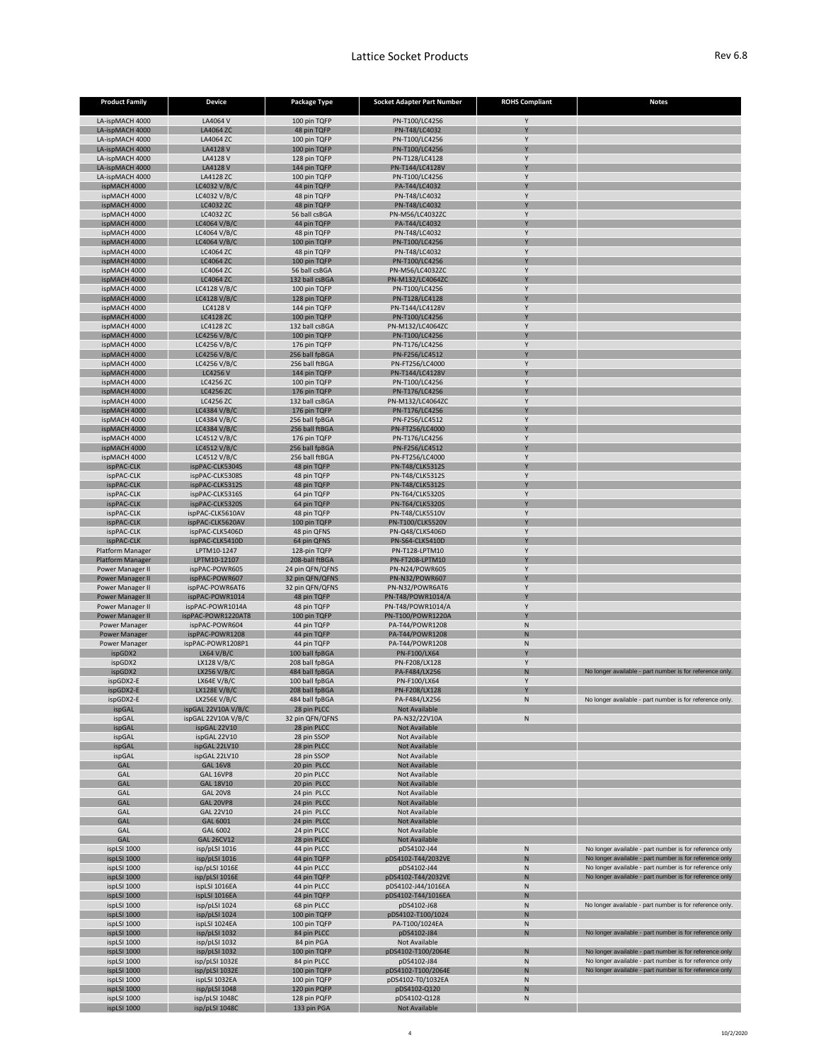| Product Family | Device | Package Type | Socket Adapter Part Number | ROHS Compliant | Notes |
|---|---|---|---|---|---|
| LA-ispMACH 4000 | LA4064 V | 100 pin TQFP | PN-T100/LC4256 | Y | |
| LA-ispMACH 4000 | LA4064 ZC | 48 pin TQFP | PN-T48/LC4032 | Y | |
| LA-ispMACH 4000 | LA4064 ZC | 100 pin TQFP | PN-T100/LC4256 | Y | |
| LA-ispMACH 4000 | LA4128 V | 100 pin TQFP | PN-T100/LC4256 | Y | |
| LA-ispMACH 4000 | LA4128 V | 128 pin TQFP | PN-T128/LC4128 | Y | |
| LA-ispMACH 4000 | LA4128 V | 144 pin TQFP | PN-T144/LC4128V | Y | |
| LA-ispMACH 4000 | LA4128 ZC | 100 pin TQFP | PN-T100/LC4256 | Y | |
| ispMACH 4000 | LC4032 V/B/C | 44 pin TQFP | PA-T44/LC4032 | Y | |
| ispMACH 4000 | LC4032 V/B/C | 48 pin TQFP | PN-T48/LC4032 | Y | |
| ispMACH 4000 | LC4032 ZC | 48 pin TQFP | PN-T48/LC4032 | Y | |
| ispMACH 4000 | LC4032 ZC | 56 ball csBGA | PN-M56/LC4032ZC | Y | |
| ispMACH 4000 | LC4064 V/B/C | 44 pin TQFP | PA-T44/LC4032 | Y | |
| ispMACH 4000 | LC4064 V/B/C | 48 pin TQFP | PN-T48/LC4032 | Y | |
| ispMACH 4000 | LC4064 V/B/C | 100 pin TQFP | PN-T100/LC4256 | Y | |
| ispMACH 4000 | LC4064 ZC | 48 pin TQFP | PN-T48/LC4032 | Y | |
| ispMACH 4000 | LC4064 ZC | 100 pin TQFP | PN-T100/LC4256 | Y | |
| ispMACH 4000 | LC4064 ZC | 56 ball csBGA | PN-M56/LC4032ZC | Y | |
| ispMACH 4000 | LC4064 ZC | 132 ball csBGA | PN-M132/LC4064ZC | Y | |
| ispMACH 4000 | LC4128 V/B/C | 100 pin TQFP | PN-T100/LC4256 | Y | |
| ispMACH 4000 | LC4128 V/B/C | 128 pin TQFP | PN-T128/LC4128 | Y | |
| ispMACH 4000 | LC4128 V | 144 pin TQFP | PN-T144/LC4128V | Y | |
| ispMACH 4000 | LC4128 ZC | 100 pin TQFP | PN-T100/LC4256 | Y | |
| ispMACH 4000 | LC4128 ZC | 132 ball csBGA | PN-M132/LC4064ZC | Y | |
| ispMACH 4000 | LC4256 V/B/C | 100 pin TQFP | PN-T100/LC4256 | Y | |
| ispMACH 4000 | LC4256 V/B/C | 176 pin TQFP | PN-T176/LC4256 | Y | |
| ispMACH 4000 | LC4256 V/B/C | 256 ball fpBGA | PN-F256/LC4512 | Y | |
| ispMACH 4000 | LC4256 V/B/C | 256 ball ftBGA | PN-FT256/LC4000 | Y | |
| ispMACH 4000 | LC4256 V | 144 pin TQFP | PN-T144/LC4128V | Y | |
| ispMACH 4000 | LC4256 ZC | 100 pin TQFP | PN-T100/LC4256 | Y | |
| ispMACH 4000 | LC4256 ZC | 176 pin TQFP | PN-T176/LC4256 | Y | |
| ispMACH 4000 | LC4256 ZC | 132 ball csBGA | PN-M132/LC4064ZC | Y | |
| ispMACH 4000 | LC4384 V/B/C | 176 pin TQFP | PN-T176/LC4256 | Y | |
| ispMACH 4000 | LC4384 V/B/C | 256 ball fpBGA | PN-F256/LC4512 | Y | |
| ispMACH 4000 | LC4384 V/B/C | 256 ball ftBGA | PN-FT256/LC4000 | Y | |
| ispMACH 4000 | LC4512 V/B/C | 176 pin TQFP | PN-T176/LC4256 | Y | |
| ispMACH 4000 | LC4512 V/B/C | 256 ball fpBGA | PN-F256/LC4512 | Y | |
| ispMACH 4000 | LC4512 V/B/C | 256 ball ftBGA | PN-FT256/LC4000 | Y | |
| ispPAC-CLK | ispPAC-CLK5304S | 48 pin TQFP | PN-T48/CLK5312S | Y | |
| ispPAC-CLK | ispPAC-CLK5308S | 48 pin TQFP | PN-T48/CLK5312S | Y | |
| ispPAC-CLK | ispPAC-CLK5312S | 48 pin TQFP | PN-T48/CLK5312S | Y | |
| ispPAC-CLK | ispPAC-CLK5316S | 64 pin TQFP | PN-T64/CLK5320S | Y | |
| ispPAC-CLK | ispPAC-CLK5320S | 64 pin TQFP | PN-T64/CLK5320S | Y | |
| ispPAC-CLK | ispPAC-CLK5610AV | 48 pin TQFP | PN-T48/CLK5510V | Y | |
| ispPAC-CLK | ispPAC-CLK5620AV | 100 pin TQFP | PN-T100/CLK5520V | Y | |
| ispPAC-CLK | ispPAC-CLK5406D | 48 pin QFNS | PN-Q48/CLK5406D | Y | |
| ispPAC-CLK | ispPAC-CLK5410D | 64 pin QFNS | PN-S64-CLK5410D | Y | |
| Platform Manager | LPTM10-1247 | 128-pin TQFP | PN-T128-LPTM10 | Y | |
| Platform Manager | LPTM10-12107 | 208-ball ftBGA | PN-FT208-LPTM10 | Y | |
| Power Manager II | ispPAC-POWR605 | 24 pin QFN/QFNS | PN-N24/POWR605 | Y | |
| Power Manager II | ispPAC-POWR607 | 32 pin QFN/QFNS | PN-N32/POWR607 | Y | |
| Power Manager II | ispPAC-POWR6AT6 | 32 pin QFN/QFNS | PN-N32/POWR6AT6 | Y | |
| Power Manager II | ispPAC-POWR1014 | 48 pin TQFP | PN-T48/POWR1014/A | Y | |
| Power Manager II | ispPAC-POWR1014A | 48 pin TQFP | PN-T48/POWR1014/A | Y | |
| Power Manager II | ispPAC-POWR1220AT8 | 100 pin TQFP | PN-T100/POWR1220A | Y | |
| Power Manager | ispPAC-POWR604 | 44 pin TQFP | PA-T44/POWR1208 | N | |
| Power Manager | ispPAC-POWR1208 | 44 pin TQFP | PA-T44/POWR1208 | N | |
| Power Manager | ispPAC-POWR1208P1 | 44 pin TQFP | PA-T44/POWR1208 | N | |
| ispGDX2 | LX64 V/B/C | 100 ball fpBGA | PN-F100/LX64 | Y | |
| ispGDX2 | LX128 V/B/C | 208 ball fpBGA | PN-F208/LX128 | Y | |
| ispGDX2 | LX256 V/B/C | 484 ball fpBGA | PA-F484/LX256 | N | No longer available - part number is for reference only. |
| ispGDX2-E | LX64E V/B/C | 100 ball fpBGA | PN-F100/LX64 | Y | |
| ispGDX2-E | LX128E V/B/C | 208 ball fpBGA | PN-F208/LX128 | Y | |
| ispGDX2-E | LX256E V/B/C | 484 ball fpBGA | PA-F484/LX256 | N | No longer available - part number is for reference only. |
| ispGAL | ispGAL 22V10A V/B/C | 28 pin PLCC | Not Available | | |
| ispGAL | ispGAL 22V10A V/B/C | 32 pin QFN/QFNS | PA-N32/22V10A | N | |
| ispGAL | ispGAL 22V10 | 28 pin PLCC | Not Available | | |
| ispGAL | ispGAL 22V10 | 28 pin SSOP | Not Available | | |
| ispGAL | ispGAL 22LV10 | 28 pin PLCC | Not Available | | |
| ispGAL | ispGAL 22LV10 | 28 pin SSOP | Not Available | | |
| GAL | GAL 16V8 | 20 pin PLCC | Not Available | | |
| GAL | GAL 16VP8 | 20 pin PLCC | Not Available | | |
| GAL | GAL 18V10 | 20 pin PLCC | Not Available | | |
| GAL | GAL 20V8 | 24 pin PLCC | Not Available | | |
| GAL | GAL 20VP8 | 24 pin PLCC | Not Available | | |
| GAL | GAL 22V10 | 24 pin PLCC | Not Available | | |
| GAL | GAL 6001 | 24 pin PLCC | Not Available | | |
| GAL | GAL 6002 | 24 pin PLCC | Not Available | | |
| GAL | GAL 26CV12 | 28 pin PLCC | Not Available | | |
| ispLSI 1000 | isp/pLSI 1016 | 44 pin PLCC | pDS4102-J44 | N | No longer available - part number is for reference only |
| ispLSI 1000 | isp/pLSI 1016 | 44 pin TQFP | pDS4102-T44/2032VE | N | No longer available - part number is for reference only |
| ispLSI 1000 | isp/pLSI 1016E | 44 pin PLCC | pDS4102-J44 | N | No longer available - part number is for reference only |
| ispLSI 1000 | isp/pLSI 1016E | 44 pin TQFP | pDS4102-T44/2032VE | N | No longer available - part number is for reference only |
| ispLSI 1000 | ispLSI 1016EA | 44 pin PLCC | pDS4102-J44/1016EA | N | |
| ispLSI 1000 | ispLSI 1016EA | 44 pin TQFP | pDS4102-T44/1016EA | N | |
| ispLSI 1000 | isp/pLSI 1024 | 68 pin PLCC | pDS4102-J68 | N | No longer available - part number is for reference only. |
| ispLSI 1000 | isp/pLSI 1024 | 100 pin TQFP | pDS4102-T100/1024 | N | |
| ispLSI 1000 | ispLSI 1024EA | 100 pin TQFP | PA-T100/1024EA | N | |
| ispLSI 1000 | isp/pLSI 1032 | 84 pin PLCC | pDS4102-J84 | N | No longer available - part number is for reference only |
| ispLSI 1000 | isp/pLSI 1032 | 84 pin PGA | Not Available | | |
| ispLSI 1000 | isp/pLSI 1032 | 100 pin TQFP | pDS4102-T100/2064E | N | No longer available - part number is for reference only |
| ispLSI 1000 | isp/pLSI 1032E | 84 pin PLCC | pDS4102-J84 | N | No longer available - part number is for reference only |
| ispLSI 1000 | isp/pLSI 1032E | 100 pin TQFP | pDS4102-T100/2064E | N | No longer available - part number is for reference only |
| ispLSI 1000 | ispLSI 1032EA | 100 pin TQFP | pDS4102-T0/1032EA | N | |
| ispLSI 1000 | isp/pLSI 1048 | 120 pin PQFP | pDS4102-Q120 | N | |
| ispLSI 1000 | isp/pLSI 1048C | 128 pin PQFP | pDS4102-Q128 | N | |
| ispLSI 1000 | isp/pLSI 1048C | 133 pin PGA | Not Available | | |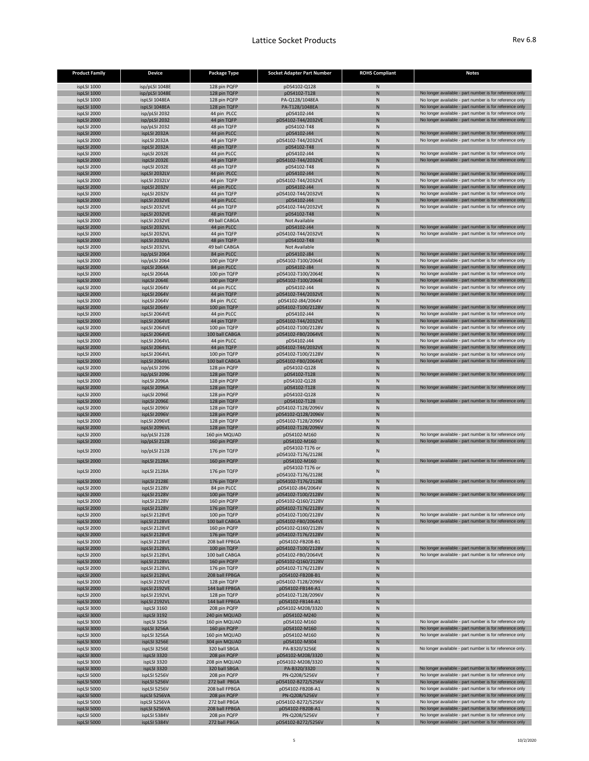| Product Family | Device | Package Type | Socket Adapter Part Number | ROHS Compliant | Notes |
|---|---|---|---|---|---|
| ispLSI 1000 | isp/pLSI 1048E | 128 pin PQFP | pDS4102-Q128 | N | |
| ispLSI 1000 | isp/pLSI 1048E | 128 pin TQFP | pDS4102-T128 | N | No longer available - part number is for reference only |
| ispLSI 1000 | ispLSI 1048EA | 128 pin PQFP | PA-Q128/1048EA | N | No longer available - part number is for reference only |
| ispLSI 1000 | ispLSI 1048EA | 128 pin TQFP | PA-T128/1048EA | N | No longer available - part number is for reference only |
| ispLSI 2000 | isp/pLSI 2032 | 44 pin PLCC | pDS4102-J44 | N | No longer available - part number is for reference only |
| ispLSI 2000 | isp/pLSI 2032 | 44 pin TQFP | pDS4102-T44/2032VE | N | No longer available - part number is for reference only |
| ispLSI 2000 | isp/pLSI 2032 | 48 pin TQFP | pDS4102-T48 | N | |
| ispLSI 2000 | ispLSI 2032A | 44 pin PLCC | pDS4102-J44 | N | No longer available - part number is for reference only |
| ispLSI 2000 | ispLSI 2032A | 44 pin TQFP | pDS4102-T44/2032VE | N | No longer available - part number is for reference only |
| ispLSI 2000 | ispLSI 2032A | 48 pin TQFP | pDS4102-T48 | N | |
| ispLSI 2000 | ispLSI 2032E | 44 pin PLCC | pDS4102-J44 | N | No longer available - part number is for reference only |
| ispLSI 2000 | ispLSI 2032E | 44 pin TQFP | pDS4102-T44/2032VE | N | No longer available - part number is for reference only |
| ispLSI 2000 | ispLSI 2032E | 48 pin TQFP | pDS4102-T48 | N | |
| ispLSI 2000 | ispLSI 2032LV | 44 pin PLCC | pDS4102-J44 | N | No longer available - part number is for reference only |
| ispLSI 2000 | ispLSI 2032LV | 44 pin TQFP | pDS4102-T44/2032VE | N | No longer available - part number is for reference only |
| ispLSI 2000 | ispLSI 2032V | 44 pin PLCC | pDS4102-J44 | N | No longer available - part number is for reference only |
| ispLSI 2000 | ispLSI 2032V | 44 pin TQFP | pDS4102-T44/2032VE | N | No longer available - part number is for reference only |
| ispLSI 2000 | ispLSI 2032VE | 44 pin PLCC | pDS4102-J44 | N | No longer available - part number is for reference only |
| ispLSI 2000 | ispLSI 2032VE | 44 pin TQFP | pDS4102-T44/2032VE | N | No longer available - part number is for reference only |
| ispLSI 2000 | ispLSI 2032VE | 48 pin TQFP | pDS4102-T48 | N | |
| ispLSI 2000 | ispLSI 2032VE | 49 ball CABGA | Not Available | | |
| ispLSI 2000 | ispLSI 2032VL | 44 pin PLCC | pDS4102-J44 | N | No longer available - part number is for reference only |
| ispLSI 2000 | ispLSI 2032VL | 44 pin TQFP | pDS4102-T44/2032VE | N | No longer available - part number is for reference only |
| ispLSI 2000 | ispLSI 2032VL | 48 pin TQFP | pDS4102-T48 | N | |
| ispLSI 2000 | ispLSI 2032VL | 49 ball CABGA | Not Available | | |
| ispLSI 2000 | isp/pLSI 2064 | 84 pin PLCC | pDS4102-J84 | N | No longer available - part number is for reference only |
| ispLSI 2000 | isp/pLSI 2064 | 100 pin TQFP | pDS4102-T100/2064E | N | No longer available - part number is for reference only |
| ispLSI 2000 | ispLSI 2064A | 84 pin PLCC | pDS4102-J84 | N | No longer available - part number is for reference only |
| ispLSI 2000 | ispLSI 2064A | 100 pin TQFP | pDS4102-T100/2064E | N | No longer available - part number is for reference only |
| ispLSI 2000 | ispLSI 2064E | 100 pin TQFP | pDS4102-T100/2064E | N | No longer available - part number is for reference only |
| ispLSI 2000 | ispLSI 2064V | 44 pin PLCC | pDS4102-J44 | N | No longer available - part number is for reference only |
| ispLSI 2000 | ispLSI 2064V | 44 pin TQFP | pDS4102-T44/2032VE | N | No longer available - part number is for reference only |
| ispLSI 2000 | ispLSI 2064V | 84 pin PLCC | pDS4102-J84/2064V | N | |
| ispLSI 2000 | ispLSI 2064V | 100 pin TQFP | pDS4102-T100/2128V | N | No longer available - part number is for reference only |
| ispLSI 2000 | ispLSI 2064VE | 44 pin PLCC | pDS4102-J44 | N | No longer available - part number is for reference only |
| ispLSI 2000 | ispLSI 2064VE | 44 pin TQFP | pDS4102-T44/2032VE | N | No longer available - part number is for reference only |
| ispLSI 2000 | ispLSI 2064VE | 100 pin TQFP | pDS4102-T100/2128V | N | No longer available - part number is for reference only |
| ispLSI 2000 | ispLSI 2064VE | 100 ball CABGA | pDS4102-FB0/2064VE | N | No longer available - part number is for reference only |
| ispLSI 2000 | ispLSI 2064VL | 44 pin PLCC | pDS4102-J44 | N | No longer available - part number is for reference only |
| ispLSI 2000 | ispLSI 2064VL | 44 pin TQFP | pDS4102-T44/2032VE | N | No longer available - part number is for reference only |
| ispLSI 2000 | ispLSI 2064VL | 100 pin TQFP | pDS4102-T100/2128V | N | No longer available - part number is for reference only |
| ispLSI 2000 | ispLSI 2064VL | 100 ball CABGA | pDS4102-FB0/2064VE | N | No longer available - part number is for reference only |
| ispLSI 2000 | isp/pLSI 2096 | 128 pin PQFP | pDS4102-Q128 | N | |
| ispLSI 2000 | isp/pLSI 2096 | 128 pin TQFP | pDS4102-T128 | N | No longer available - part number is for reference only |
| ispLSI 2000 | ispLSI 2096A | 128 pin PQFP | pDS4102-Q128 | N | |
| ispLSI 2000 | ispLSI 2096A | 128 pin TQFP | pDS4102-T128 | N | No longer available - part number is for reference only |
| ispLSI 2000 | ispLSI 2096E | 128 pin PQFP | pDS4102-Q128 | N | |
| ispLSI 2000 | ispLSI 2096E | 128 pin TQFP | pDS4102-T128 | N | No longer available - part number is for reference only |
| ispLSI 2000 | ispLSI 2096V | 128 pin TQFP | pDS4102-T128/2096V | N | |
| ispLSI 2000 | ispLSI 2096V | 128 pin PQFP | pDS4102-Q128/2096V | N | |
| ispLSI 2000 | ispLSI 2096VE | 128 pin TQFP | pDS4102-T128/2096V | N | |
| ispLSI 2000 | ispLSI 2096VL | 128 pin TQFP | pDS4102-T128/2096V | N | |
| ispLSI 2000 | isp/pLSI 2128 | 160 pin MQUAD | pDS4102-M160 | N | No longer available - part number is for reference only |
| ispLSI 2000 | isp/pLSI 2128 | 160 pin PQFP | pDS4102-M160 | N | No longer available - part number is for reference only |
| ispLSI 2000 | isp/pLSI 2128 | 176 pin TQFP | pDS4102-T176 or pDS4102-T176/2128E | N | |
| ispLSI 2000 | ispLSI 2128A | 160 pin PQFP | pDS4102-M160 | N | No longer available - part number is for reference only |
| ispLSI 2000 | ispLSI 2128A | 176 pin TQFP | pDS4102-T176 or pDS4102-T176/2128E | N | |
| ispLSI 2000 | ispLSI 2128E | 176 pin TQFP | pDS4102-T176/2128E | N | No longer available - part number is for reference only |
| ispLSI 2000 | ispLSI 2128V | 84 pin PLCC | pDS4102-J84/2064V | N | |
| ispLSI 2000 | ispLSI 2128V | 100 pin TQFP | pDS4102-T100/2128V | N | No longer available - part number is for reference only |
| ispLSI 2000 | ispLSI 2128V | 160 pin PQFP | pDS4102-Q160/2128V | N | |
| ispLSI 2000 | ispLSI 2128V | 176 pin TQFP | pDS4102-T176/2128V | N | |
| ispLSI 2000 | ispLSI 2128VE | 100 pin TQFP | pDS4102-T100/2128V | N | No longer available - part number is for reference only |
| ispLSI 2000 | ispLSI 2128VE | 100 ball CABGA | pDS4102-FB0/2064VE | N | No longer available - part number is for reference only |
| ispLSI 2000 | ispLSI 2128VE | 160 pin PQFP | pDS4102-Q160/2128V | N | |
| ispLSI 2000 | ispLSI 2128VE | 176 pin TQFP | pDS4102-T176/2128V | N | |
| ispLSI 2000 | ispLSI 2128VE | 208 ball FPBGA | pDS4102-FB208-B1 | N | |
| ispLSI 2000 | ispLSI 2128VL | 100 pin TQFP | pDS4102-T100/2128V | N | No longer available - part number is for reference only |
| ispLSI 2000 | ispLSI 2128VL | 100 ball CABGA | pDS4102-FB0/2064VE | N | No longer available - part number is for reference only |
| ispLSI 2000 | ispLSI 2128VL | 160 pin PQFP | pDS4102-Q160/2128V | N | |
| ispLSI 2000 | ispLSI 2128VL | 176 pin TQFP | pDS4102-T176/2128V | N | |
| ispLSI 2000 | ispLSI 2128VL | 208 ball FPBGA | pDS4102-FB208-B1 | N | |
| ispLSI 2000 | ispLSI 2192VE | 128 pin TQFP | pDS4102-T128/2096V | N | |
| ispLSI 2000 | ispLSI 2192VE | 144 ball FPBGA | pDS4102-FB144-A1 | N | |
| ispLSI 2000 | ispLSI 2192VL | 128 pin TQFP | pDS4102-T128/2096V | N | |
| ispLSI 2000 | ispLSI 2192VL | 144 ball FPBGA | pDS4102-FB144-A1 | N | |
| ispLSI 3000 | ispLSI 3160 | 208 pin PQFP | pDS4102-M208/3320 | N | |
| ispLSI 3000 | ispLSI 3192 | 240 pin MQUAD | pDS4102-M240 | N | |
| ispLSI 3000 | ispLSI 3256 | 160 pin MQUAD | pDS4102-M160 | N | No longer available - part number is for reference only |
| ispLSI 3000 | ispLSI 3256A | 160 pin PQFP | pDS4102-M160 | N | No longer available - part number is for reference only |
| ispLSI 3000 | ispLSI 3256A | 160 pin MQUAD | pDS4102-M160 | N | No longer available - part number is for reference only |
| ispLSI 3000 | ispLSI 3256E | 304 pin MQUAD | pDS4102-M304 | N | |
| ispLSI 3000 | ispLSI 3256E | 320 ball SBGA | PA-B320/3256E | N | No longer available - part number is for reference only. |
| ispLSI 3000 | ispLSI 3320 | 208 pin PQFP | pDS4102-M208/3320 | N | |
| ispLSI 3000 | ispLSI 3320 | 208 pin MQUAD | pDS4102-M208/3320 | N | |
| ispLSI 3000 | ispLSI 3320 | 320 ball SBGA | PA-B320/3320 | N | No longer available - part number is for reference only. |
| ispLSI 5000 | ispLSI 5256V | 208 pin PQFP | PN-Q208/5256V | Y | No longer available - part number is for reference only |
| ispLSI 5000 | ispLSI 5256V | 272 ball PBGA | pDS4102-B272/5256V | N | No longer available - part number is for reference only |
| ispLSI 5000 | ispLSI 5256V | 208 ball FPBGA | pDS4102-FB208-A1 | N | No longer available - part number is for reference only |
| ispLSI 5000 | ispLSI 5256VA | 208 pin PQFP | PN-Q208/5256V | Y | No longer available - part number is for reference only |
| ispLSI 5000 | ispLSI 5256VA | 272 ball PBGA | pDS4102-B272/5256V | N | No longer available - part number is for reference only |
| ispLSI 5000 | ispLSI 5256VA | 208 ball FPBGA | pDS4102-FB208-A1 | N | No longer available - part number is for reference only |
| ispLSI 5000 | ispLSI 5384V | 208 pin PQFP | PN-Q208/5256V | Y | No longer available - part number is for reference only |
| ispLSI 5000 | ispLSI 5384V | 272 ball PBGA | pDS4102-B272/5256V | N | No longer available - part number is for reference only |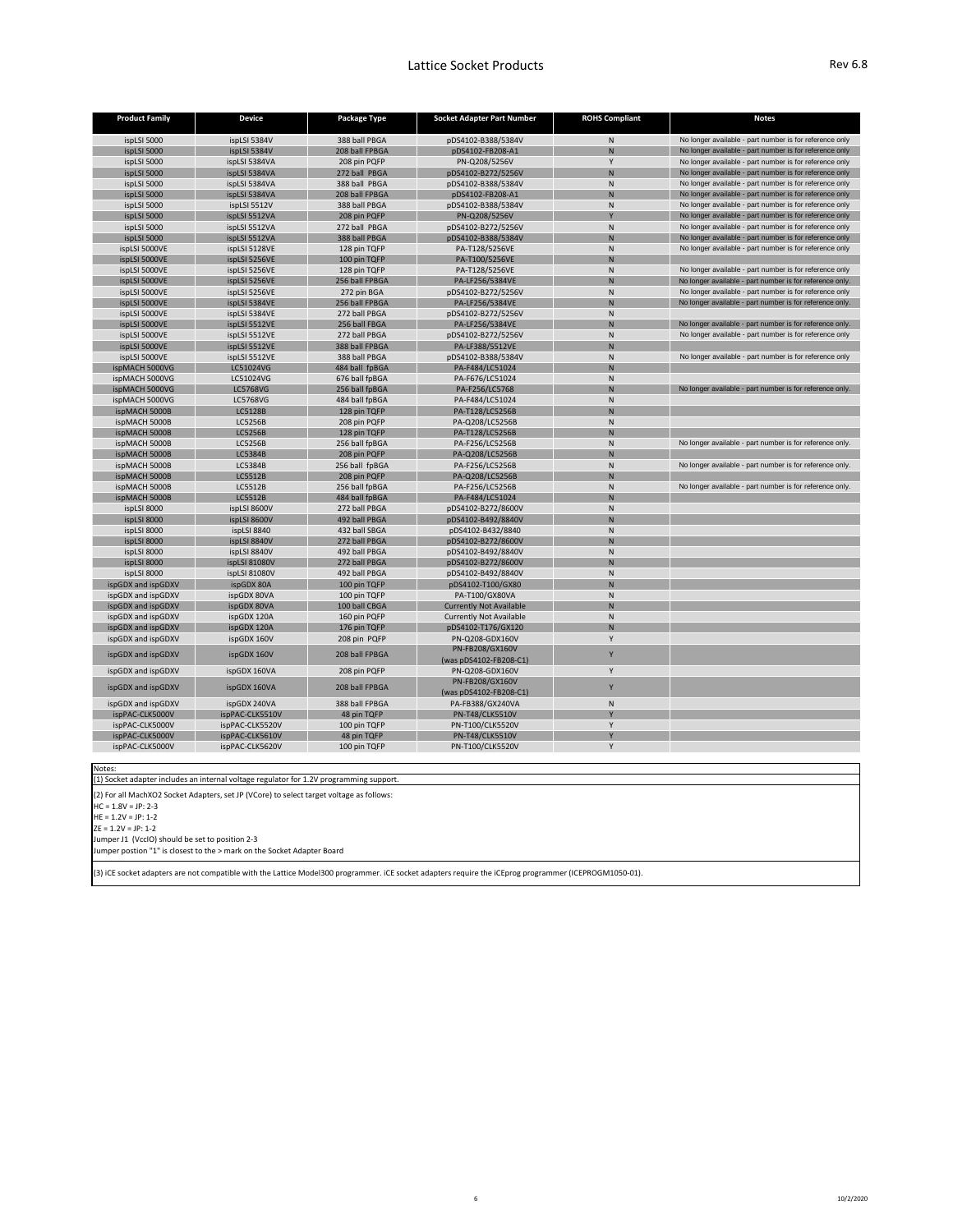| Product Family | Device | Package Type | Socket Adapter Part Number | ROHS Compliant | Notes |
|---|---|---|---|---|---|
| ispLSI 5000 | ispLSI 5384V | 388 ball PBGA | pDS4102-B388/5384V | N | No longer available - part number is for reference only |
| ispLSI 5000 | ispLSI 5384V | 208 ball FPBGA | pDS4102-FB208-A1 | N | No longer available - part number is for reference only |
| ispLSI 5000 | ispLSI 5384VA | 208 pin PQFP | PN-Q208/5256V | Y | No longer available - part number is for reference only |
| ispLSI 5000 | ispLSI 5384VA | 272 ball PBGA | pDS4102-B272/5256V | N | No longer available - part number is for reference only |
| ispLSI 5000 | ispLSI 5384VA | 388 ball PBGA | pDS4102-B388/5384V | N | No longer available - part number is for reference only |
| ispLSI 5000 | ispLSI 5384VA | 208 ball FPBGA | pDS4102-FB208-A1 | N | No longer available - part number is for reference only |
| ispLSI 5000 | ispLSI 5512V | 388 ball PBGA | pDS4102-B388/5384V | N | No longer available - part number is for reference only |
| ispLSI 5000 | ispLSI 5512VA | 208 pin PQFP | PN-Q208/5256V | Y | No longer available - part number is for reference only |
| ispLSI 5000 | ispLSI 5512VA | 272 ball PBGA | pDS4102-B272/5256V | N | No longer available - part number is for reference only |
| ispLSI 5000 | ispLSI 5512VA | 388 ball PBGA | pDS4102-B388/5384V | N | No longer available - part number is for reference only |
| ispLSI 5000VE | ispLSI 5128VE | 128 pin TQFP | PA-T128/5256VE | N | No longer available - part number is for reference only |
| ispLSI 5000VE | ispLSI 5256VE | 100 pin TQFP | PA-T100/5256VE | N | |
| ispLSI 5000VE | ispLSI 5256VE | 128 pin TQFP | PA-T128/5256VE | N | No longer available - part number is for reference only |
| ispLSI 5000VE | ispLSI 5256VE | 256 ball FPBGA | PA-LF256/5384VE | N | No longer available - part number is for reference only. |
| ispLSI 5000VE | ispLSI 5256VE | 272 pin BGA | pDS4102-B272/5256V | N | No longer available - part number is for reference only |
| ispLSI 5000VE | ispLSI 5384VE | 256 ball FPBGA | PA-LF256/5384VE | N | No longer available - part number is for reference only. |
| ispLSI 5000VE | ispLSI 5384VE | 272 ball PBGA | pDS4102-B272/5256V | N | |
| ispLSI 5000VE | ispLSI 5512VE | 256 ball FBGA | PA-LF256/5384VE | N | No longer available - part number is for reference only. |
| ispLSI 5000VE | ispLSI 5512VE | 272 ball PBGA | pDS4102-B272/5256V | N | No longer available - part number is for reference only |
| ispLSI 5000VE | ispLSI 5512VE | 388 ball FPBGA | PA-LF388/5512VE | N | |
| ispLSI 5000VE | ispLSI 5512VE | 388 ball PBGA | pDS4102-B388/5384V | N | No longer available - part number is for reference only |
| ispMACH 5000VG | LC51024VG | 484 ball fpBGA | PA-F484/LC51024 | N | |
| ispMACH 5000VG | LC51024VG | 676 ball fpBGA | PA-F676/LC51024 | N | |
| ispMACH 5000VG | LC5768VG | 256 ball fpBGA | PA-F256/LC5768 | N | No longer available - part number is for reference only. |
| ispMACH 5000VG | LC5768VG | 484 ball fpBGA | PA-F484/LC51024 | N | |
| ispMACH 5000B | LC5128B | 128 pin TQFP | PA-T128/LC5256B | N | |
| ispMACH 5000B | LC5256B | 208 pin PQFP | PA-Q208/LC5256B | N | |
| ispMACH 5000B | LC5256B | 128 pin TQFP | PA-T128/LC5256B | N | |
| ispMACH 5000B | LC5256B | 256 ball fpBGA | PA-F256/LC5256B | N | No longer available - part number is for reference only. |
| ispMACH 5000B | LC5384B | 208 pin PQFP | PA-Q208/LC5256B | N | |
| ispMACH 5000B | LC5384B | 256 ball fpBGA | PA-F256/LC5256B | N | No longer available - part number is for reference only. |
| ispMACH 5000B | LC5512B | 208 pin PQFP | PA-Q208/LC5256B | N | |
| ispMACH 5000B | LC5512B | 256 ball fpBGA | PA-F256/LC5256B | N | No longer available - part number is for reference only. |
| ispMACH 5000B | LC5512B | 484 ball fpBGA | PA-F484/LC51024 | N | |
| ispLSI 8000 | ispLSI 8600V | 272 ball PBGA | pDS4102-B272/8600V | N | |
| ispLSI 8000 | ispLSI 8600V | 492 ball PBGA | pDS4102-B492/8840V | N | |
| ispLSI 8000 | ispLSI 8840 | 432 ball SBGA | pDS4102-B432/8840 | N | |
| ispLSI 8000 | ispLSI 8840V | 272 ball PBGA | pDS4102-B272/8600V | N | |
| ispLSI 8000 | ispLSI 8840V | 492 ball PBGA | pDS4102-B492/8840V | N | |
| ispLSI 8000 | ispLSI 81080V | 272 ball PBGA | pDS4102-B272/8600V | N | |
| ispLSI 8000 | ispLSI 81080V | 492 ball PBGA | pDS4102-B492/8840V | N | |
| ispGDX and ispGDXV | ispGDX 80A | 100 pin TQFP | pDS4102-T100/GX80 | N | |
| ispGDX and ispGDXV | ispGDX 80VA | 100 pin TQFP | PA-T100/GX80VA | N | |
| ispGDX and ispGDXV | ispGDX 80VA | 100 ball CBGA | Currently Not Available | N | |
| ispGDX and ispGDXV | ispGDX 120A | 160 pin PQFP | Currently Not Available | N | |
| ispGDX and ispGDXV | ispGDX 120A | 176 pin TQFP | pDS4102-T176/GX120 | N | |
| ispGDX and ispGDXV | ispGDX 160V | 208 pin PQFP | PN-Q208-GDX160V | Y | |
| ispGDX and ispGDXV | ispGDX 160V | 208 ball FPBGA | PN-FB208/GX160V (was pDS4102-FB208-C1) | Y | |
| ispGDX and ispGDXV | ispGDX 160VA | 208 pin PQFP | PN-Q208-GDX160V | Y | |
| ispGDX and ispGDXV | ispGDX 160VA | 208 ball FPBGA | PN-FB208/GX160V (was pDS4102-FB208-C1) | Y | |
| ispGDX and ispGDXV | ispGDX 240VA | 388 ball FPBGA | PA-FB388/GX240VA | N | |
| ispPAC-CLK5000V | ispPAC-CLK5510V | 48 pin TQFP | PN-T48/CLK5510V | Y | |
| ispPAC-CLK5000V | ispPAC-CLK5520V | 100 pin TQFP | PN-T100/CLK5520V | Y | |
| ispPAC-CLK5000V | ispPAC-CLK5610V | 48 pin TQFP | PN-T48/CLK5510V | Y | |
| ispPAC-CLK5000V | ispPAC-CLK5620V | 100 pin TQFP | PN-T100/CLK5520V | Y | |

Notes:

(1) Socket adapter includes an internal voltage regulator for 1.2V programming support.

(2) For all MachXO2 Socket Adapters, set JP (VCore) to select target voltage as follows:
HC = 1.8V = JP: 2-3
HE = 1.2V = JP: 1-2
ZE = 1.2V = JP: 1-2
Jumper J1 (VccIO) should be set to position 2-3
Jumper postion "1" is closest to the > mark on the Socket Adapter Board

(3) iCE socket adapters are not compatible with the Lattice Model300 programmer. iCE socket adapters require the iCEprog programmer (ICEPROGM1050-01).